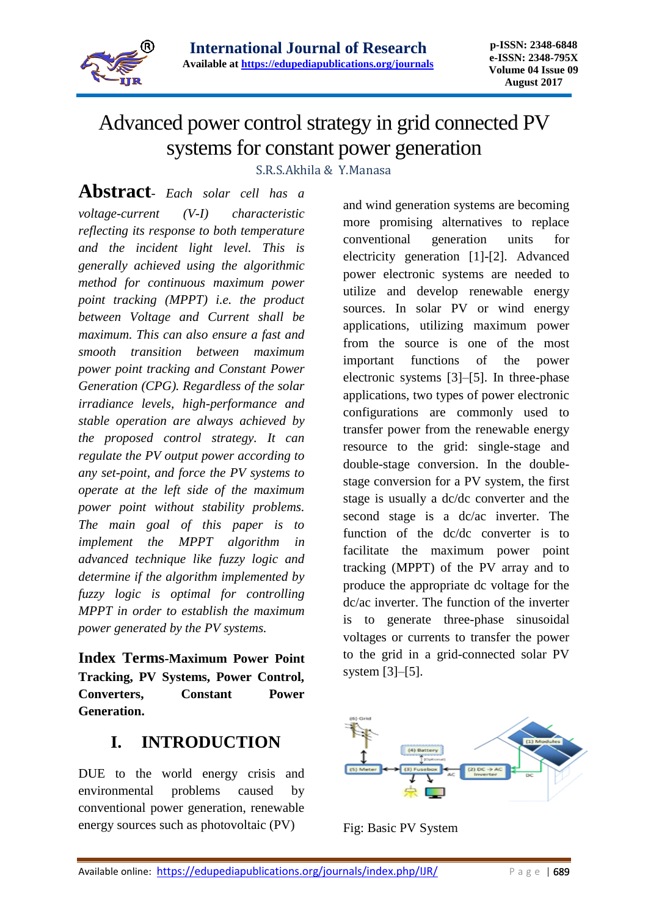# Advanced power control strategy in grid connected PV systems for constant power generation

S.R.S.Akhila & Y.Manasa

**Abstract**- *Each solar cell has a voltage-current (V-I) characteristic reflecting its response to both temperature and the incident light level. This is generally achieved using the algorithmic method for continuous maximum power point tracking (MPPT) i.e. the product between Voltage and Current shall be maximum. This can also ensure a fast and smooth transition between maximum power point tracking and Constant Power Generation (CPG). Regardless of the solar irradiance levels, high-performance and stable operation are always achieved by the proposed control strategy. It can regulate the PV output power according to any set-point, and force the PV systems to operate at the left side of the maximum power point without stability problems. The main goal of this paper is to implement the MPPT algorithm in advanced technique like fuzzy logic and determine if the algorithm implemented by fuzzy logic is optimal for controlling MPPT in order to establish the maximum power generated by the PV systems.*

**Index Terms-Maximum Power Point Tracking, PV Systems, Power Control, Converters, Constant Power Generation.**

## I. INTRODUCTION

DUE to the world energy crisis and environmental problems caused by conventional power generation, renewable energy sources such as photovoltaic (PV) and wind generation systems are becoming more promising alternatives to replace conventional generation units for electricity generation [1]-[2]. Advanced power electronic systems are needed to utilize and develop renewable energy sources. In solar PV or wind energy applications, utilizing maximum power from the source is one of the most important functions of the power electronic systems [3]–[5]. In three-phase applications, two types of power electronic configurations are commonly used to transfer power from the renewable energy resource to the grid: single-stage and double-stage conversion. In the double-stage conversion for a PV system, the first stage is usually a dc/dc converter and the second stage is a dc/ac inverter. The function of the dc/dc converter is to facilitate the maximum power point tracking (MPPT) of the PV array and to produce the appropriate dc voltage for the dc/ac inverter. The function of the inverter is to generate three-phase sinusoidal voltages or currents to transfer the power to the grid in a grid-connected solar PV system [3]–[5].

Fig: Basic PV System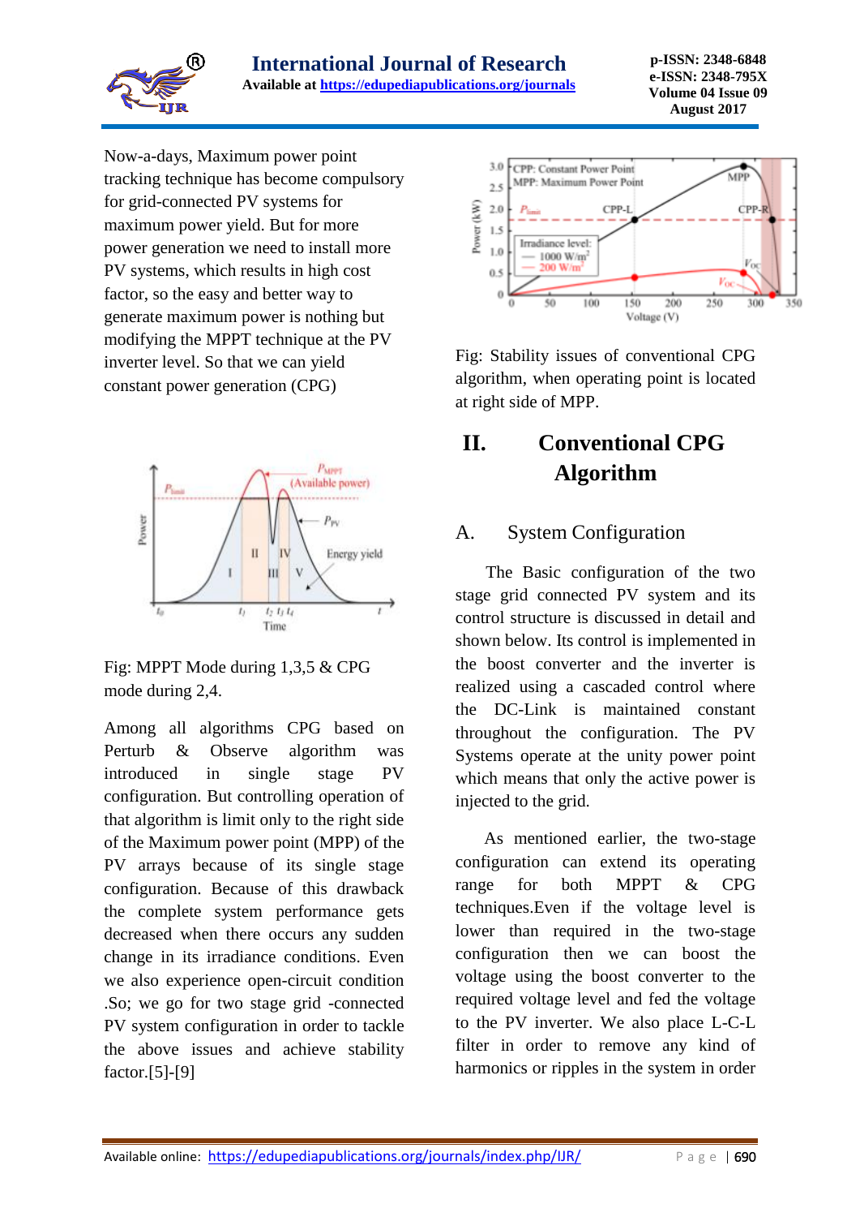Now-a-days, Maximum power point tracking technique has become compulsory for grid-connected PV systems for maximum power yield. But for more power generation we need to install more PV systems, which results in high cost factor, so the easy and better way to generate maximum power is nothing but modifying the MPPT technique at the PV inverter level. So that we can yield constant power generation (CPG)

Fig: MPPT Mode during 1,3,5 & CPG mode during 2,4.

Among all algorithms CPG based on Perturb & Observe algorithm was introduced in single stage PV configuration. But controlling operation of that algorithm is limit only to the right side of the Maximum power point (MPP) of the PV arrays because of its single stage configuration. Because of this drawback the complete system performance gets decreased when there occurs any sudden change in its irradiance conditions. Even we also experience open-circuit condition .So; we go for two stage grid -connected PV system configuration in order to tackle the above issues and achieve stability factor.[5]-[9]

Fig: Stability issues of conventional CPG algorithm, when operating point is located at right side of MPP.

## II. Conventional CPG Algorithm

### A. System Configuration

The Basic configuration of the two stage grid connected PV system and its control structure is discussed in detail and shown below. Its control is implemented in the boost converter and the inverter is realized using a cascaded control where the DC-Link is maintained constant throughout the configuration. The PV Systems operate at the unity power point which means that only the active power is injected to the grid.

As mentioned earlier, the two-stage configuration can extend its operating range for both MPPT & CPG techniques.Even if the voltage level is lower than required in the two-stage configuration then we can boost the voltage using the boost converter to the required voltage level and fed the voltage to the PV inverter. We also place L-C-L filter in order to remove any kind of harmonics or ripples in the system in order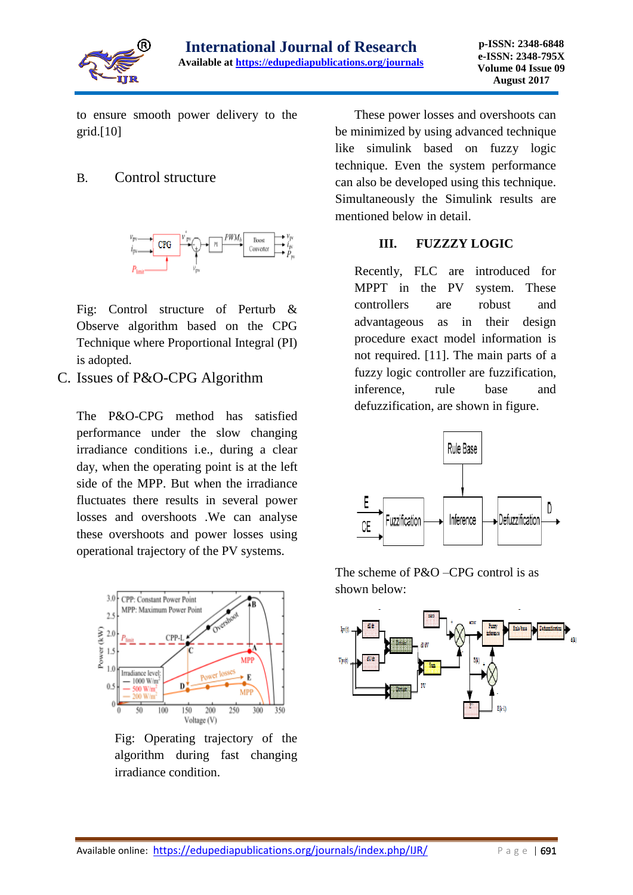to ensure smooth power delivery to the grid.[10]

## B. Control structure

Fig: Control structure of Perturb & Observe algorithm based on the CPG Technique where Proportional Integral (PI) is adopted.

## C. Issues of P&O-CPG Algorithm

The P&O-CPG method has satisfied performance under the slow changing irradiance conditions i.e., during a clear day, when the operating point is at the left side of the MPP. But when the irradiance fluctuates there results in several power losses and overshoots .We can analyse these overshoots and power losses using operational trajectory of the PV systems.

Fig: Operating trajectory of the algorithm during fast changing irradiance condition.

These power losses and overshoots can be minimized by using advanced technique like simulink based on fuzzy logic technique. Even the system performance can also be developed using this technique. Simultaneously the Simulink results are mentioned below in detail.

# III. FUZZZY LOGIC

Recently, FLC are introduced for MPPT in the PV system. These controllers are robust and advantageous as in their design procedure exact model information is not required. [11]. The main parts of a fuzzy logic controller are fuzzification, inference, rule base and defuzzification, are shown in figure.

The scheme of P&O –CPG control is as shown below: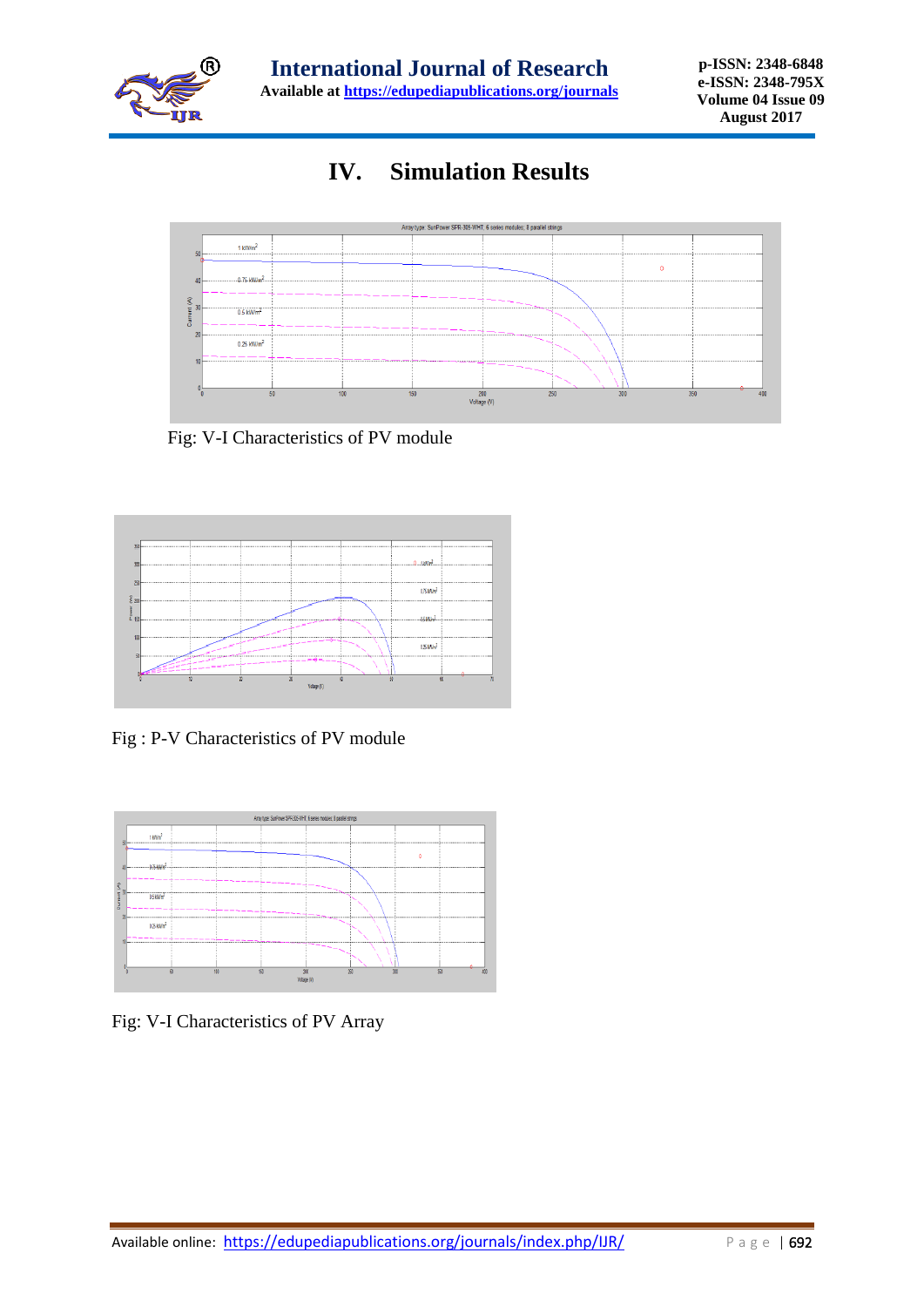# IV. Simulation Results

Fig: V-I Characteristics of PV module

Fig : P-V Characteristics of PV module

Fig: V-I Characteristics of PV Array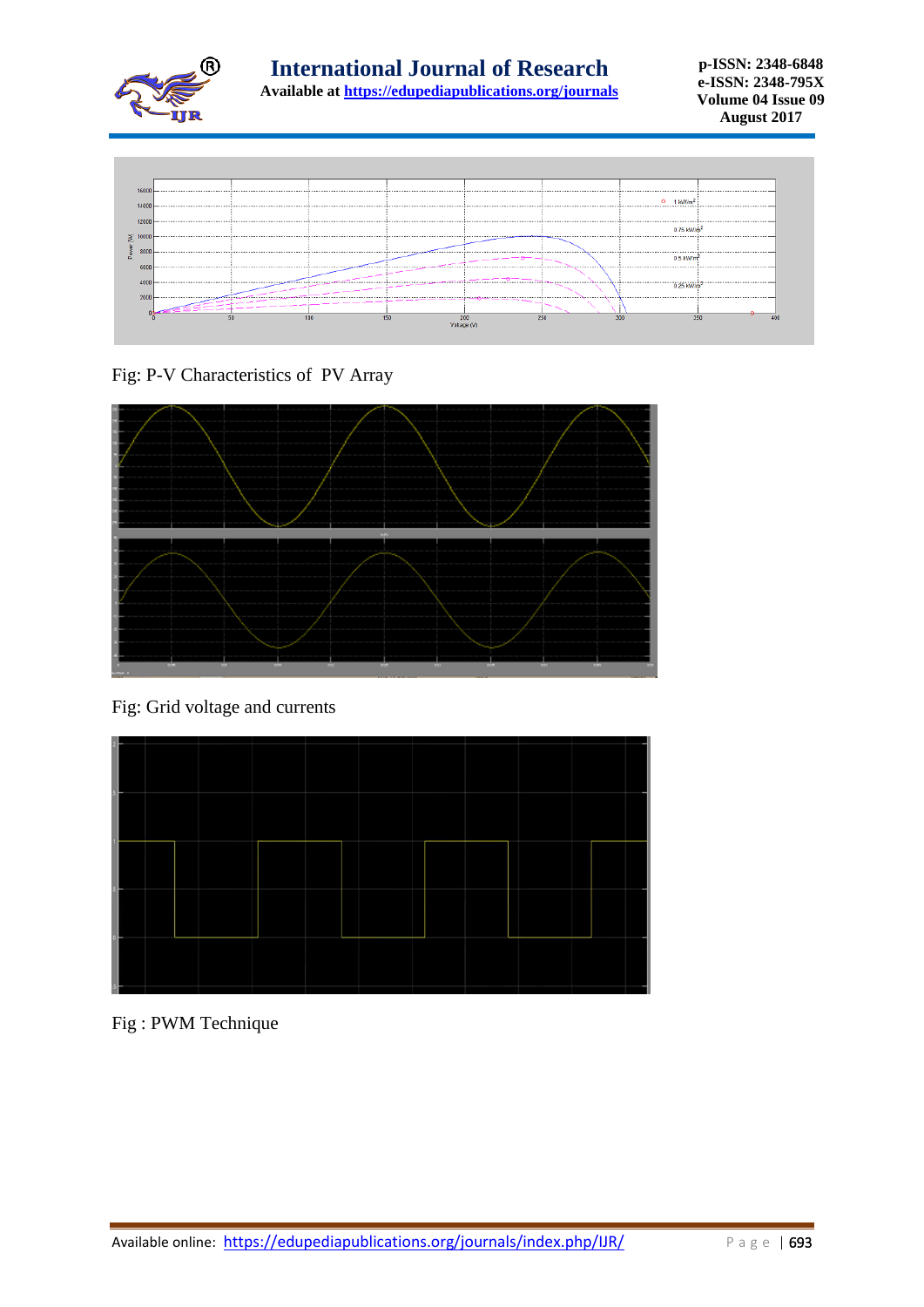Fig: P-V Characteristics of PV Array

Fig: Grid voltage and currents

Fig : PWM Technique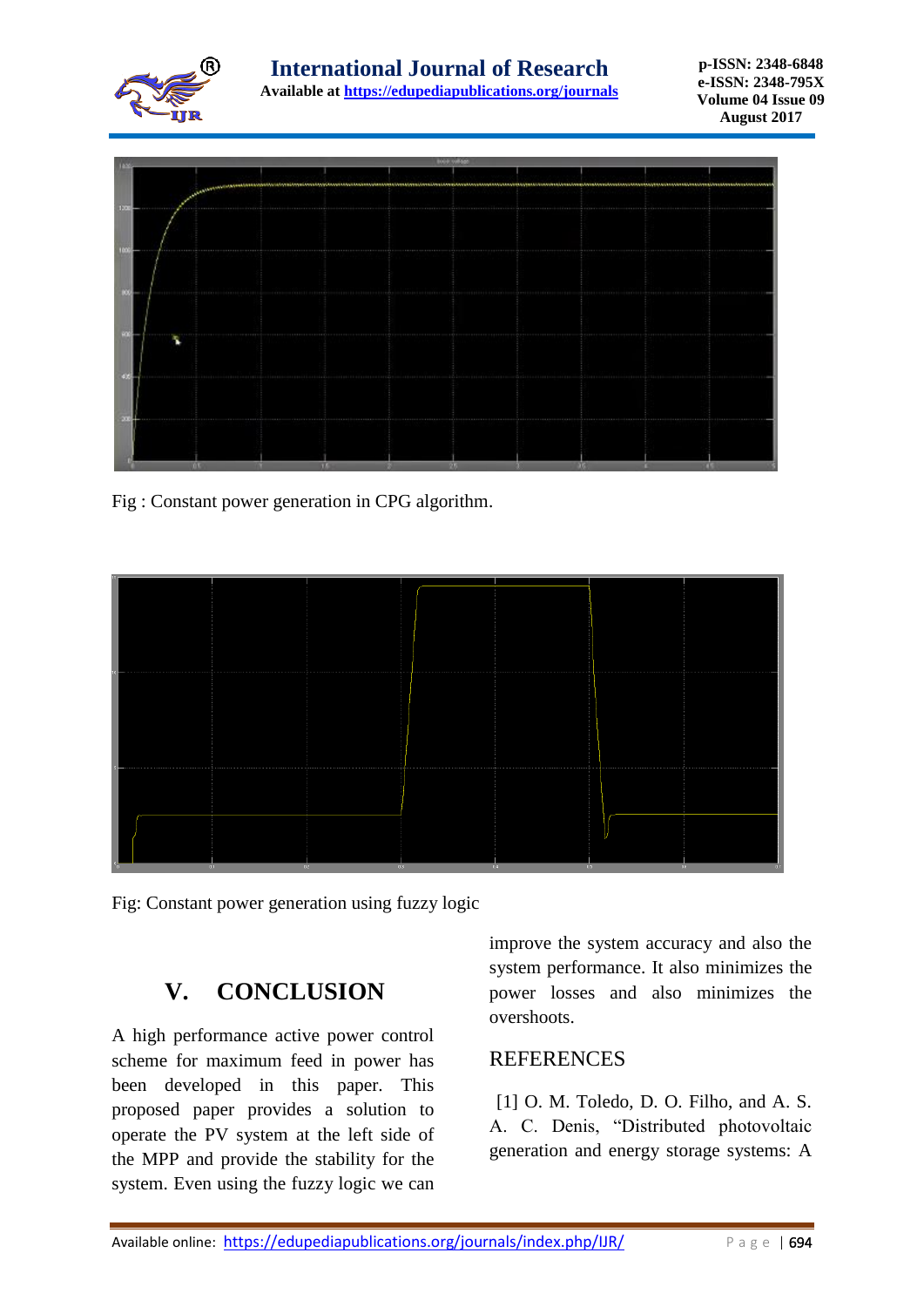Fig : Constant power generation in CPG algorithm.

Fig: Constant power generation using fuzzy logic

## V. CONCLUSION

A high performance active power control scheme for maximum feed in power has been developed in this paper. This proposed paper provides a solution to operate the PV system at the left side of the MPP and provide the stability for the system. Even using the fuzzy logic we can improve the system accuracy and also the system performance. It also minimizes the power losses and also minimizes the overshoots.

## REFERENCES

[1] O. M. Toledo, D. O. Filho, and A. S. A. C. Denis, "Distributed photovoltaic generation and energy storage systems: A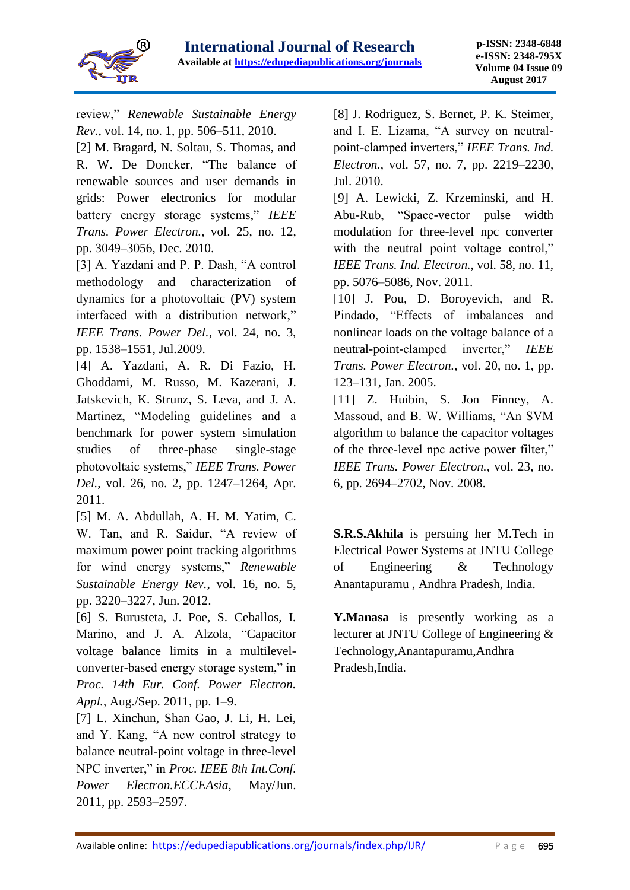review," *Renewable Sustainable Energy Rev.*, vol. 14, no. 1, pp. 506–511, 2010.

[2] M. Bragard, N. Soltau, S. Thomas, and R. W. De Doncker, "The balance of renewable sources and user demands in grids: Power electronics for modular battery energy storage systems," *IEEE Trans. Power Electron.*, vol. 25, no. 12, pp. 3049–3056, Dec. 2010.

[3] A. Yazdani and P. P. Dash, "A control methodology and characterization of dynamics for a photovoltaic (PV) system interfaced with a distribution network," *IEEE Trans. Power Del.*, vol. 24, no. 3, pp. 1538–1551, Jul.2009.

[4] A. Yazdani, A. R. Di Fazio, H. Ghoddami, M. Russo, M. Kazerani, J. Jatskevich, K. Strunz, S. Leva, and J. A. Martinez, "Modeling guidelines and a benchmark for power system simulation studies of three-phase single-stage photovoltaic systems," *IEEE Trans. Power Del.*, vol. 26, no. 2, pp. 1247–1264, Apr. 2011.

[5] M. A. Abdullah, A. H. M. Yatim, C. W. Tan, and R. Saidur, "A review of maximum power point tracking algorithms for wind energy systems," *Renewable Sustainable Energy Rev.*, vol. 16, no. 5, pp. 3220–3227, Jun. 2012.

[6] S. Burusteta, J. Poe, S. Ceballos, I. Marino, and J. A. Alzola, "Capacitor voltage balance limits in a multilevel-converter-based energy storage system," in *Proc. 14th Eur. Conf. Power Electron. Appl.*, Aug./Sep. 2011, pp. 1–9.

[7] L. Xinchun, Shan Gao, J. Li, H. Lei, and Y. Kang, "A new control strategy to balance neutral-point voltage in three-level NPC inverter," in *Proc. IEEE 8th Int.Conf. Power Electron.ECCEAsia*, May/Jun. 2011, pp. 2593–2597.

[8] J. Rodriguez, S. Bernet, P. K. Steimer, and I. E. Lizama, "A survey on neutral-point-clamped inverters," *IEEE Trans. Ind. Electron.*, vol. 57, no. 7, pp. 2219–2230, Jul. 2010.

[9] A. Lewicki, Z. Krzeminski, and H. Abu-Rub, "Space-vector pulse width modulation for three-level npc converter with the neutral point voltage control," *IEEE Trans. Ind. Electron.*, vol. 58, no. 11, pp. 5076–5086, Nov. 2011.

[10] J. Pou, D. Boroyevich, and R. Pindado, "Effects of imbalances and nonlinear loads on the voltage balance of a neutral-point-clamped inverter," *IEEE Trans. Power Electron.*, vol. 20, no. 1, pp. 123–131, Jan. 2005.

[11] Z. Huibin, S. Jon Finney, A. Massoud, and B. W. Williams, "An SVM algorithm to balance the capacitor voltages of the three-level npc active power filter," *IEEE Trans. Power Electron.*, vol. 23, no. 6, pp. 2694–2702, Nov. 2008.

**S.R.S.Akhila** is persuing her M.Tech in Electrical Power Systems at JNTU College of Engineering & Technology Anantapuramu , Andhra Pradesh, India.

**Y.Manasa** is presently working as a lecturer at JNTU College of Engineering & Technology,Anantapuramu,Andhra Pradesh,India.